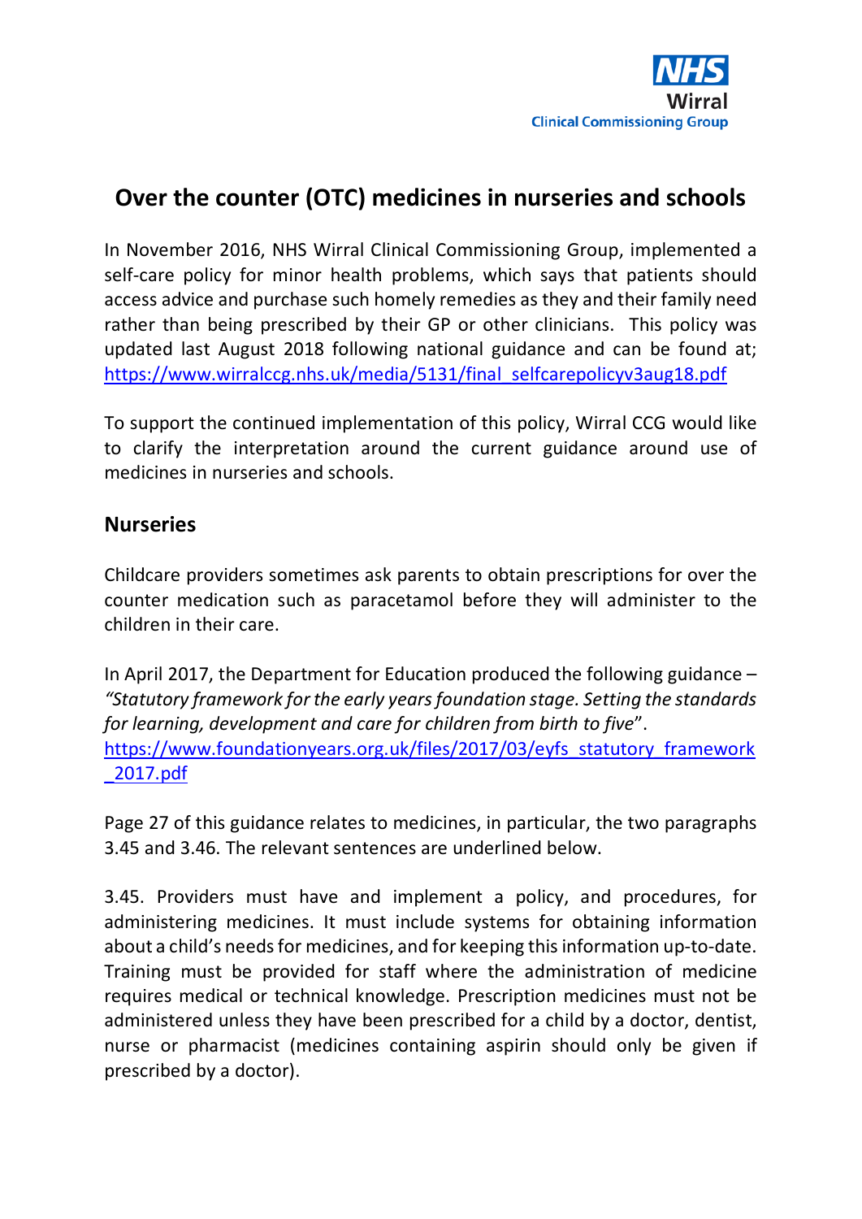# Over the counter (OTC) medicines in nurseries and schools

In November 2016, NHS Wirral Clinical Commissioning Group, implemented a self-care policy for minor health problems, which says that patients should access advice and purchase such homely remedies as they and their family need rather than being prescribed by their GP or other clinicians. This policy was updated last August 2018 following national guidance and can be found at; https://www.wirralccg.nhs.uk/media/5131/final_selfcarepolicyv3aug18.pdf

To support the continued implementation of this policy, Wirral CCG would like to clarify the interpretation around the current guidance around use of medicines in nurseries and schools.

## Nurseries

Childcare providers sometimes ask parents to obtain prescriptions for over the counter medication such as paracetamol before they will administer to the children in their care.

In April 2017, the Department for Education produced the following guidance – *"Statutory framework for the early years foundation stage. Setting the standards for learning, development and care for children from birth to five"*. https://www.foundationyears.org.uk/files/2017/03/eyfs_statutory_framework_2017.pdf

Page 27 of this guidance relates to medicines, in particular, the two paragraphs 3.45 and 3.46. The relevant sentences are underlined below.

3.45. Providers must have and implement a policy, and procedures, for administering medicines. It must include systems for obtaining information about a child's needs for medicines, and for keeping this information up-to-date. Training must be provided for staff where the administration of medicine requires medical or technical knowledge. Prescription medicines must not be administered unless they have been prescribed for a child by a doctor, dentist, nurse or pharmacist (medicines containing aspirin should only be given if prescribed by a doctor).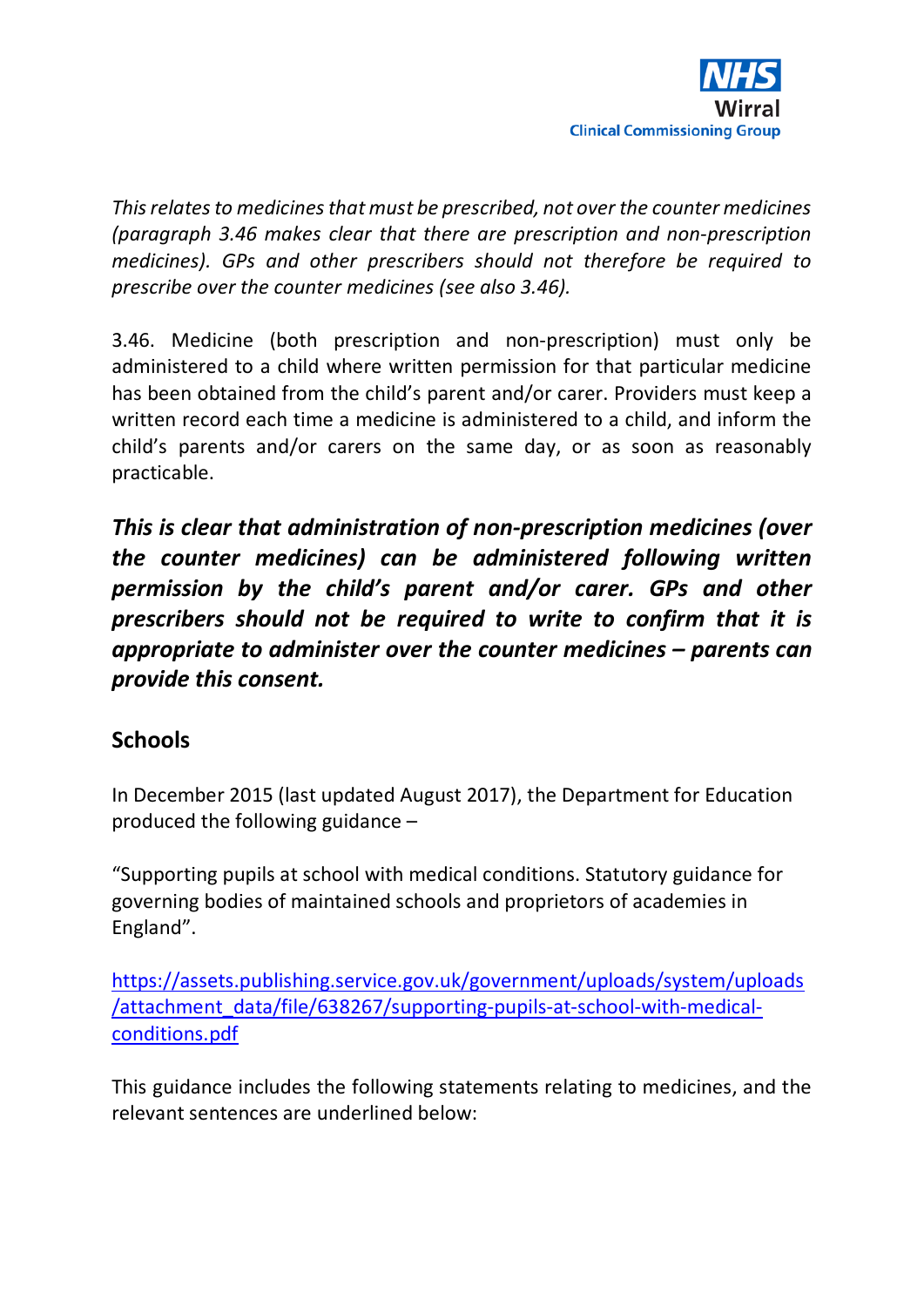*This relates to medicines that must be prescribed, not over the counter medicines (paragraph 3.46 makes clear that there are prescription and non-prescription medicines). GPs and other prescribers should not therefore be required to prescribe over the counter medicines (see also 3.46).*

3.46. Medicine (both prescription and non-prescription) must only be administered to a child where written permission for that particular medicine has been obtained from the child's parent and/or carer. Providers must keep a written record each time a medicine is administered to a child, and inform the child's parents and/or carers on the same day, or as soon as reasonably practicable.

***This is clear that administration of non-prescription medicines (over the counter medicines) can be administered following written permission by the child's parent and/or carer. GPs and other prescribers should not be required to write to confirm that it is appropriate to administer over the counter medicines – parents can provide this consent.***

## Schools

In December 2015 (last updated August 2017), the Department for Education produced the following guidance –

"Supporting pupils at school with medical conditions. Statutory guidance for governing bodies of maintained schools and proprietors of academies in England".

[https://assets.publishing.service.gov.uk/government/uploads/system/uploads/attachment_data/file/638267/supporting-pupils-at-school-with-medical-conditions.pdf](https://assets.publishing.service.gov.uk/government/uploads/system/uploads/attachment_data/file/638267/supporting-pupils-at-school-with-medical-conditions.pdf)

This guidance includes the following statements relating to medicines, and the relevant sentences are underlined below: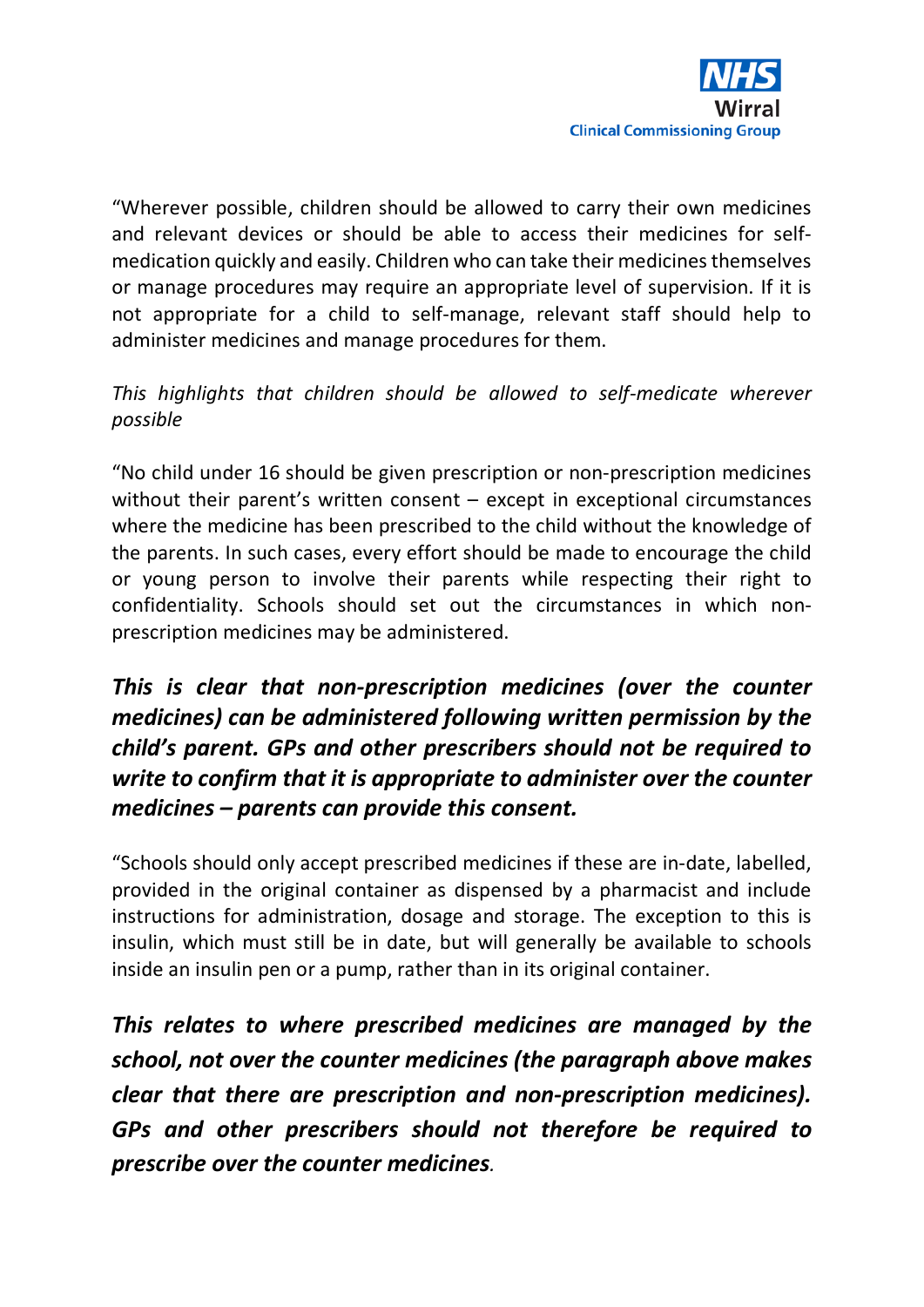"Wherever possible, children should be allowed to carry their own medicines and relevant devices or should be able to access their medicines for self-medication quickly and easily. Children who can take their medicines themselves or manage procedures may require an appropriate level of supervision. If it is not appropriate for a child to self-manage, relevant staff should help to administer medicines and manage procedures for them.

*This highlights that children should be allowed to self-medicate wherever possible*

"No child under 16 should be given prescription or non-prescription medicines without their parent's written consent – except in exceptional circumstances where the medicine has been prescribed to the child without the knowledge of the parents. In such cases, every effort should be made to encourage the child or young person to involve their parents while respecting their right to confidentiality. Schools should set out the circumstances in which non-prescription medicines may be administered.

***This is clear that non-prescription medicines (over the counter medicines) can be administered following written permission by the child's parent. GPs and other prescribers should not be required to write to confirm that it is appropriate to administer over the counter medicines – parents can provide this consent.***

"Schools should only accept prescribed medicines if these are in-date, labelled, provided in the original container as dispensed by a pharmacist and include instructions for administration, dosage and storage. The exception to this is insulin, which must still be in date, but will generally be available to schools inside an insulin pen or a pump, rather than in its original container.

***This relates to where prescribed medicines are managed by the school, not over the counter medicines (the paragraph above makes clear that there are prescription and non-prescription medicines). GPs and other prescribers should not therefore be required to prescribe over the counter medicines.***